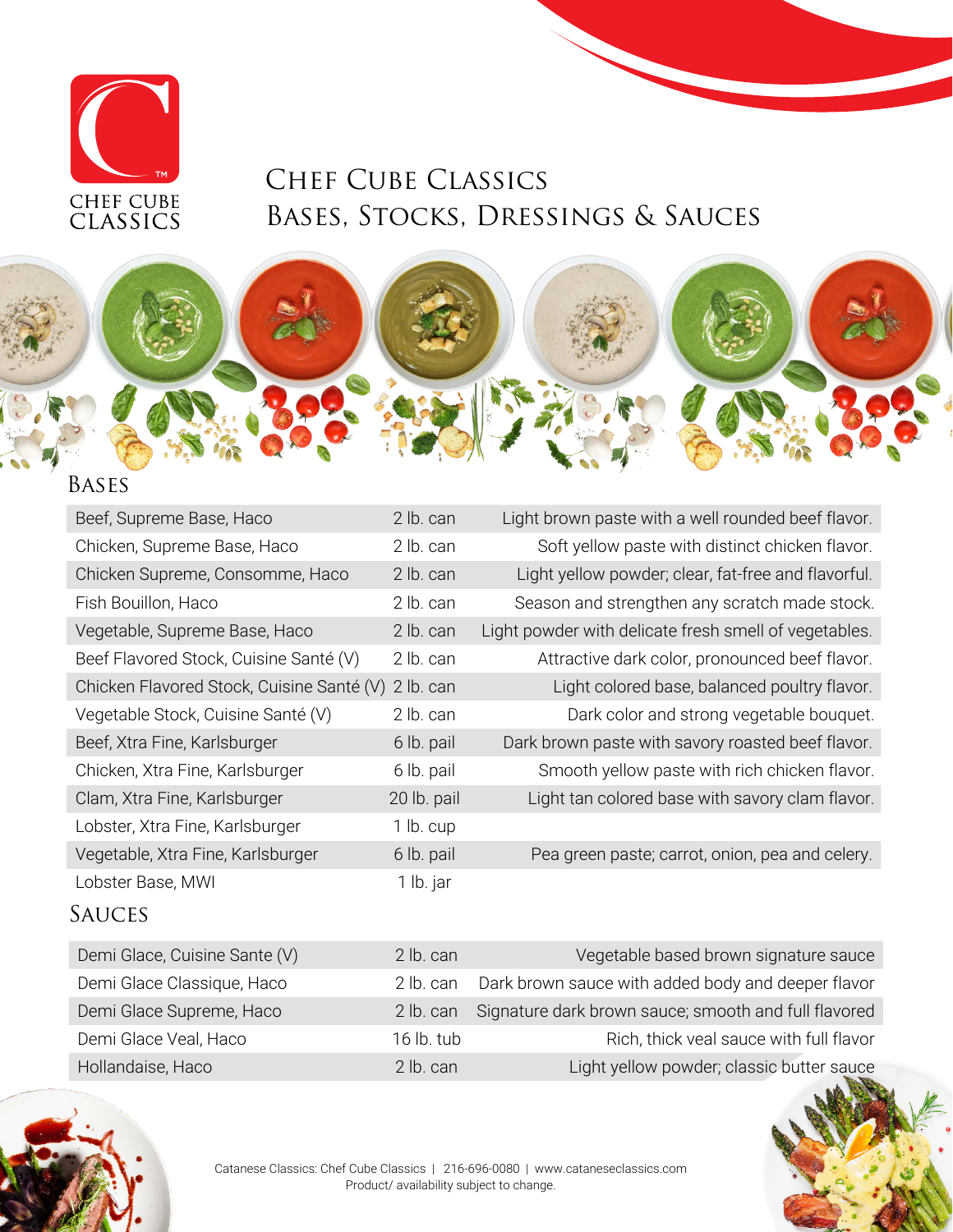CHEF CUBE
CLASSICS

# Chef Cube Classics
# Bases, Stocks, Dressings & Sauces

## Bases

| | | |
|---|---|---|
| Beef, Supreme Base, Haco | 2 lb. can | Light brown paste with a well rounded beef flavor. |
| Chicken, Supreme Base, Haco | 2 lb. can | Soft yellow paste with distinct chicken flavor. |
| Chicken Supreme, Consomme, Haco | 2 lb. can | Light yellow powder; clear, fat-free and flavorful. |
| Fish Bouillon, Haco | 2 lb. can | Season and strengthen any scratch made stock. |
| Vegetable, Supreme Base, Haco | 2 lb. can | Light powder with delicate fresh smell of vegetables. |
| Beef Flavored Stock, Cuisine Santé (V) | 2 lb. can | Attractive dark color, pronounced beef flavor. |
| Chicken Flavored Stock, Cuisine Santé (V) | 2 lb. can | Light colored base, balanced poultry flavor. |
| Vegetable Stock, Cuisine Santé (V) | 2 lb. can | Dark color and strong vegetable bouquet. |
| Beef, Xtra Fine, Karlsburger | 6 lb. pail | Dark brown paste with savory roasted beef flavor. |
| Chicken, Xtra Fine, Karlsburger | 6 lb. pail | Smooth yellow paste with rich chicken flavor. |
| Clam, Xtra Fine, Karlsburger | 20 lb. pail | Light tan colored base with savory clam flavor. |
| Lobster, Xtra Fine, Karlsburger | 1 lb. cup | |
| Vegetable, Xtra Fine, Karlsburger | 6 lb. pail | Pea green paste; carrot, onion, pea and celery. |
| Lobster Base, MWI | 1 lb. jar | |

## Sauces

| | | |
|---|---|---|
| Demi Glace, Cuisine Sante (V) | 2 lb. can | Vegetable based brown signature sauce |
| Demi Glace Classique, Haco | 2 lb. can | Dark brown sauce with added body and deeper flavor |
| Demi Glace Supreme, Haco | 2 lb. can | Signature dark brown sauce; smooth and full flavored |
| Demi Glace Veal, Haco | 16 lb. tub | Rich, thick veal sauce with full flavor |
| Hollandaise, Haco | 2 lb. can | Light yellow powder; classic butter sauce |

Catanese Classics: Chef Cube Classics | 216-696-0080 | www.catanese­classics.com
Product/ availability subject to change.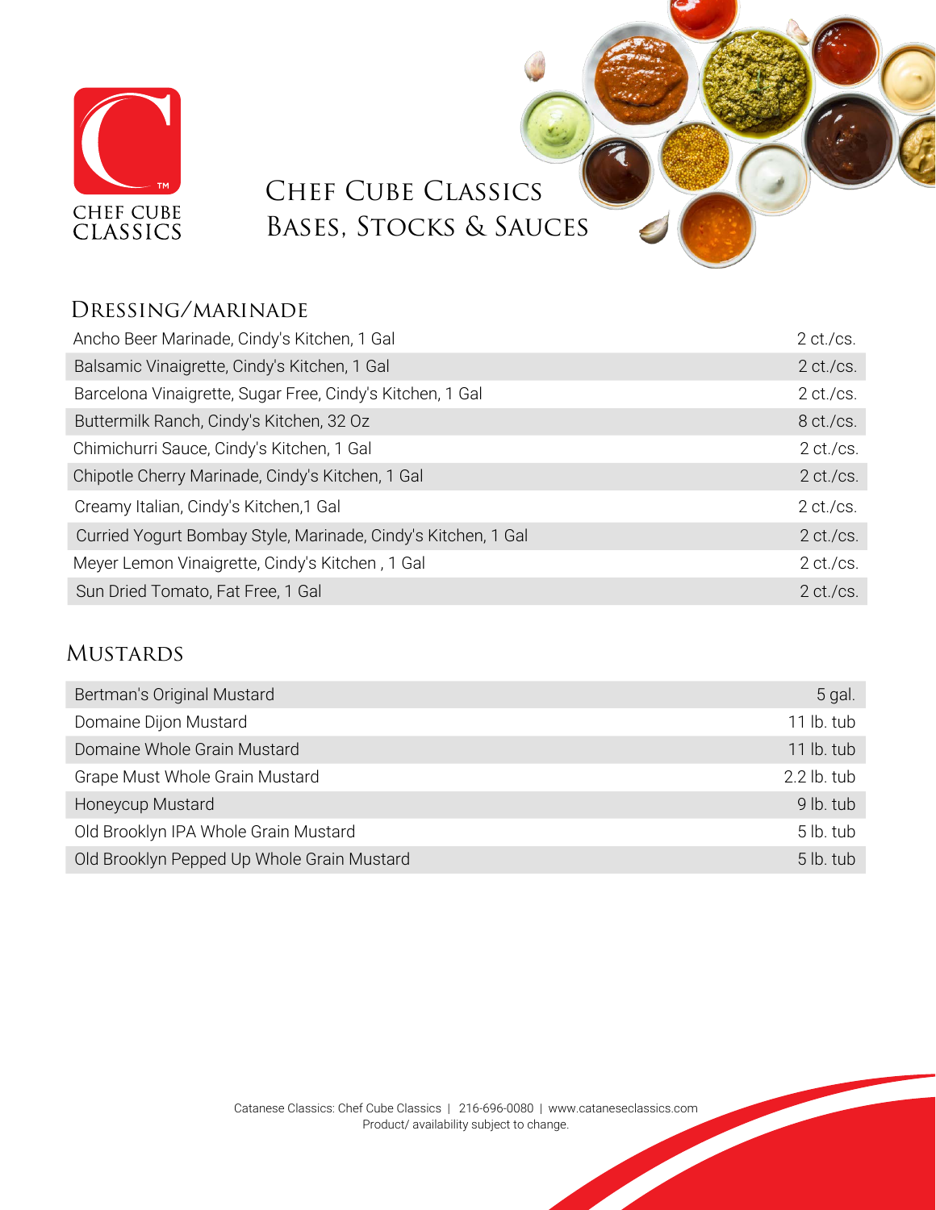CHEF CUBE CLASSICS

# Chef Cube Classics Bases, Stocks & Sauces

## Dressing/Marinade

| | |
|---|---|
| Ancho Beer Marinade, Cindy's Kitchen, 1 Gal | 2 ct./cs. |
| Balsamic Vinaigrette, Cindy's Kitchen, 1 Gal | 2 ct./cs. |
| Barcelona Vinaigrette, Sugar Free, Cindy's Kitchen, 1 Gal | 2 ct./cs. |
| Buttermilk Ranch, Cindy's Kitchen, 32 Oz | 8 ct./cs. |
| Chimichurri Sauce, Cindy's Kitchen, 1 Gal | 2 ct./cs. |
| Chipotle Cherry Marinade, Cindy's Kitchen, 1 Gal | 2 ct./cs. |
| Creamy Italian, Cindy's Kitchen,1 Gal | 2 ct./cs. |
| Curried Yogurt Bombay Style, Marinade, Cindy's Kitchen, 1 Gal | 2 ct./cs. |
| Meyer Lemon Vinaigrette, Cindy's Kitchen , 1 Gal | 2 ct./cs. |
| Sun Dried Tomato, Fat Free, 1 Gal | 2 ct./cs. |

## Mustards

| | |
|---|---|
| Bertman's Original Mustard | 5 gal. |
| Domaine Dijon Mustard | 11 lb. tub |
| Domaine Whole Grain Mustard | 11 lb. tub |
| Grape Must Whole Grain Mustard | 2.2 lb. tub |
| Honeycup Mustard | 9 lb. tub |
| Old Brooklyn IPA Whole Grain Mustard | 5 lb. tub |
| Old Brooklyn Pepped Up Whole Grain Mustard | 5 lb. tub |

Catanese Classics: Chef Cube Classics | 216-696-0080 | www.cataneseclassics.com
Product/ availability subject to change.